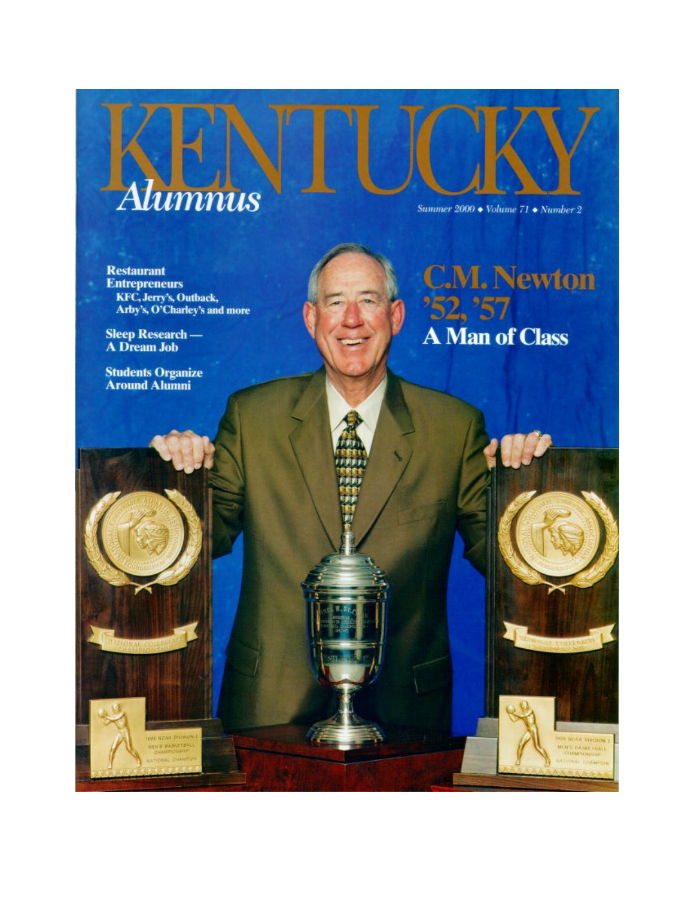# KENTUCKY Alumnus

Summer 2000 ◆ Volume 71 ◆ Number 2

**Restaurant Entrepreneurs**
KFC, Jerry's, Outback, Arby's, O'Charley's and more

**Sleep Research — A Dream Job**

**Students Organize Around Alumni**

## C.M. Newton '52, '57
## A Man of Class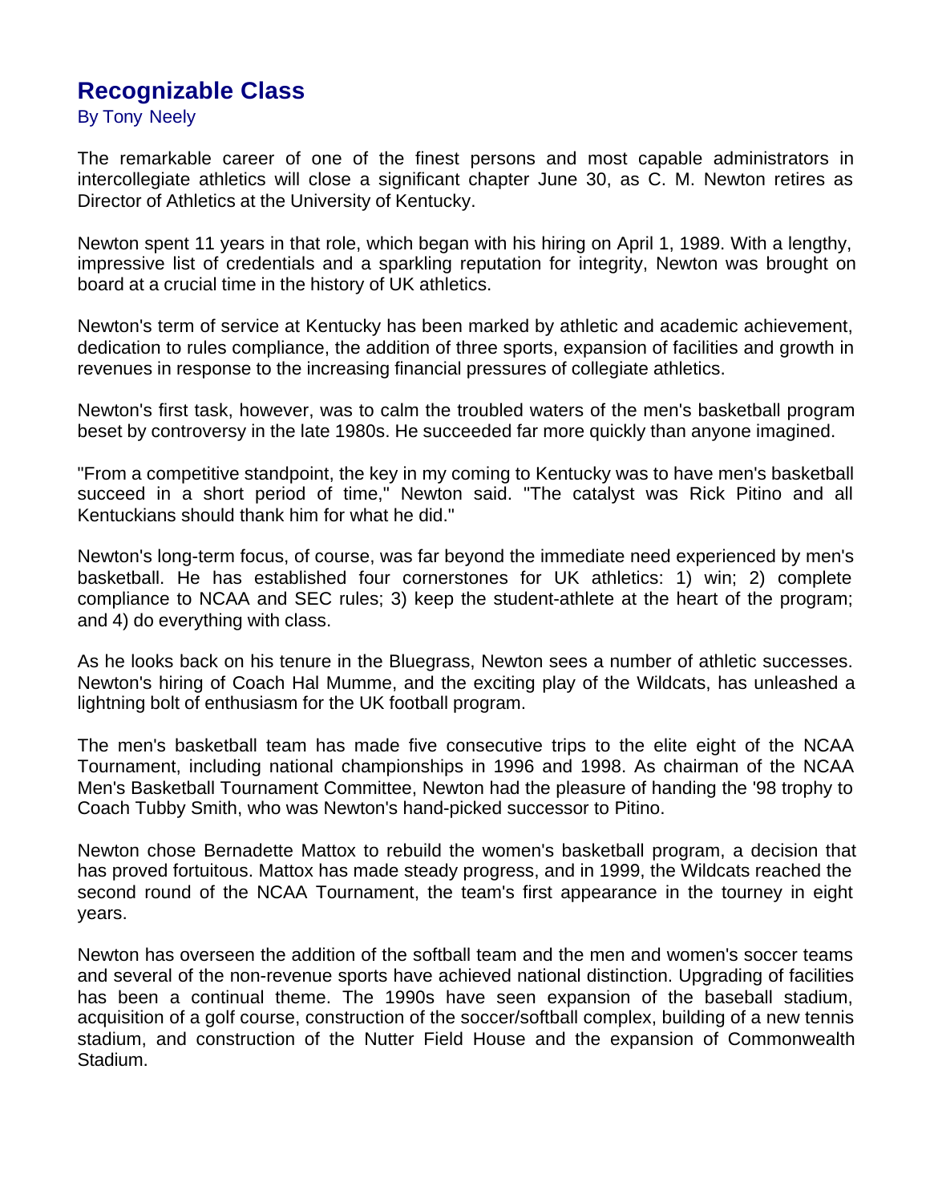# Recognizable Class

By Tony Neely

The remarkable career of one of the finest persons and most capable administrators in intercollegiate athletics will close a significant chapter June 30, as C. M. Newton retires as Director of Athletics at the University of Kentucky.

Newton spent 11 years in that role, which began with his hiring on April 1, 1989. With a lengthy, impressive list of credentials and a sparkling reputation for integrity, Newton was brought on board at a crucial time in the history of UK athletics.

Newton's term of service at Kentucky has been marked by athletic and academic achievement, dedication to rules compliance, the addition of three sports, expansion of facilities and growth in revenues in response to the increasing financial pressures of collegiate athletics.

Newton's first task, however, was to calm the troubled waters of the men's basketball program beset by controversy in the late 1980s. He succeeded far more quickly than anyone imagined.

"From a competitive standpoint, the key in my coming to Kentucky was to have men's basketball succeed in a short period of time," Newton said. "The catalyst was Rick Pitino and all Kentuckians should thank him for what he did."

Newton's long-term focus, of course, was far beyond the immediate need experienced by men's basketball. He has established four cornerstones for UK athletics: 1) win; 2) complete compliance to NCAA and SEC rules; 3) keep the student-athlete at the heart of the program; and 4) do everything with class.

As he looks back on his tenure in the Bluegrass, Newton sees a number of athletic successes. Newton's hiring of Coach Hal Mumme, and the exciting play of the Wildcats, has unleashed a lightning bolt of enthusiasm for the UK football program.

The men's basketball team has made five consecutive trips to the elite eight of the NCAA Tournament, including national championships in 1996 and 1998. As chairman of the NCAA Men's Basketball Tournament Committee, Newton had the pleasure of handing the '98 trophy to Coach Tubby Smith, who was Newton's hand-picked successor to Pitino.

Newton chose Bernadette Mattox to rebuild the women's basketball program, a decision that has proved fortuitous. Mattox has made steady progress, and in 1999, the Wildcats reached the second round of the NCAA Tournament, the team's first appearance in the tourney in eight years.

Newton has overseen the addition of the softball team and the men and women's soccer teams and several of the non-revenue sports have achieved national distinction. Upgrading of facilities has been a continual theme. The 1990s have seen expansion of the baseball stadium, acquisition of a golf course, construction of the soccer/softball complex, building of a new tennis stadium, and construction of the Nutter Field House and the expansion of Commonwealth Stadium.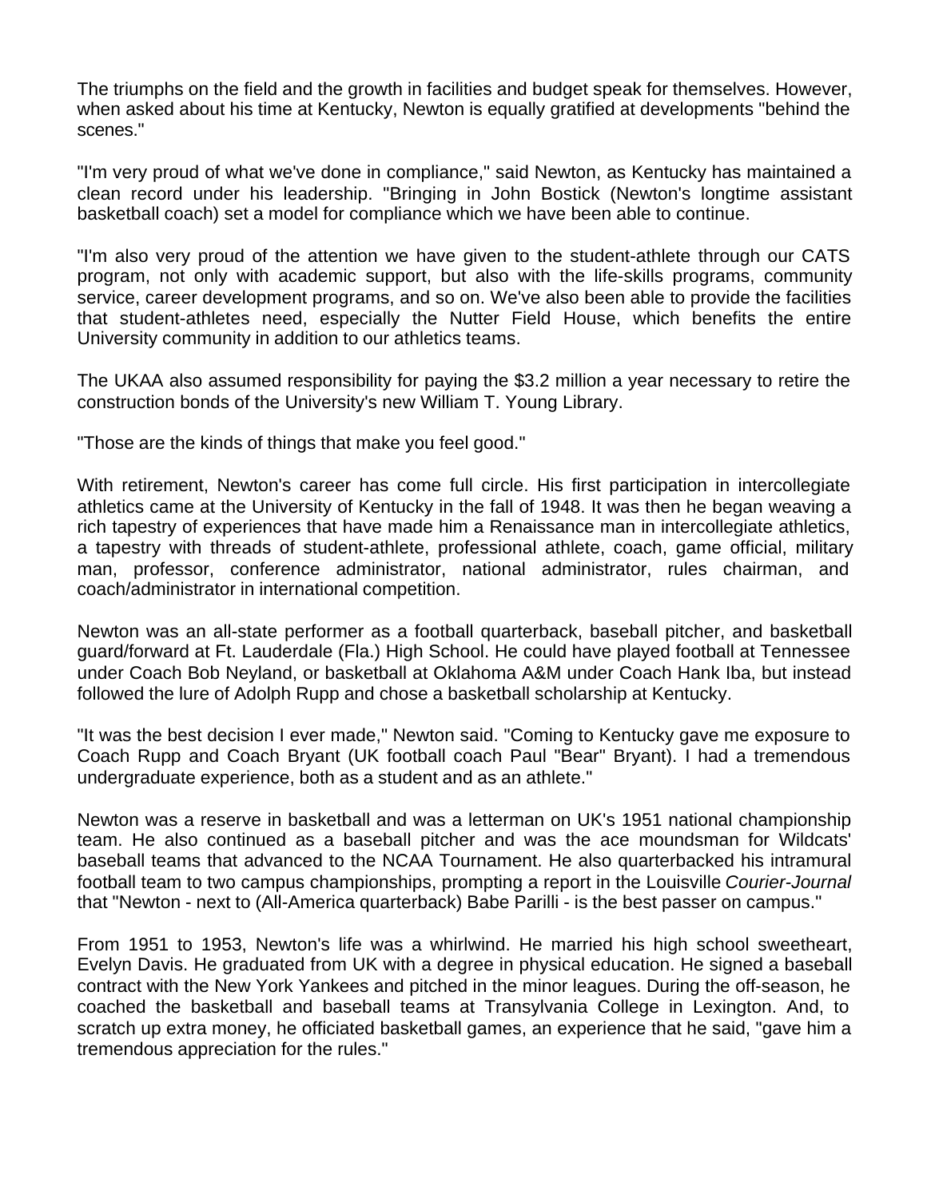The triumphs on the field and the growth in facilities and budget speak for themselves. However, when asked about his time at Kentucky, Newton is equally gratified at developments "behind the scenes."

"I'm very proud of what we've done in compliance," said Newton, as Kentucky has maintained a clean record under his leadership. "Bringing in John Bostick (Newton's longtime assistant basketball coach) set a model for compliance which we have been able to continue.

"I'm also very proud of the attention we have given to the student-athlete through our CATS program, not only with academic support, but also with the life-skills programs, community service, career development programs, and so on. We've also been able to provide the facilities that student-athletes need, especially the Nutter Field House, which benefits the entire University community in addition to our athletics teams.

The UKAA also assumed responsibility for paying the $3.2 million a year necessary to retire the construction bonds of the University's new William T. Young Library.

"Those are the kinds of things that make you feel good."

With retirement, Newton's career has come full circle. His first participation in intercollegiate athletics came at the University of Kentucky in the fall of 1948. It was then he began weaving a rich tapestry of experiences that have made him a Renaissance man in intercollegiate athletics, a tapestry with threads of student-athlete, professional athlete, coach, game official, military man, professor, conference administrator, national administrator, rules chairman, and coach/administrator in international competition.

Newton was an all-state performer as a football quarterback, baseball pitcher, and basketball guard/forward at Ft. Lauderdale (Fla.) High School. He could have played football at Tennessee under Coach Bob Neyland, or basketball at Oklahoma A&M under Coach Hank Iba, but instead followed the lure of Adolph Rupp and chose a basketball scholarship at Kentucky.

"It was the best decision I ever made," Newton said. "Coming to Kentucky gave me exposure to Coach Rupp and Coach Bryant (UK football coach Paul "Bear" Bryant). I had a tremendous undergraduate experience, both as a student and as an athlete."

Newton was a reserve in basketball and was a letterman on UK's 1951 national championship team. He also continued as a baseball pitcher and was the ace moundsman for Wildcats' baseball teams that advanced to the NCAA Tournament. He also quarterbacked his intramural football team to two campus championships, prompting a report in the Louisville *Courier-Journal* that "Newton - next to (All-America quarterback) Babe Parilli - is the best passer on campus."

From 1951 to 1953, Newton's life was a whirlwind. He married his high school sweetheart, Evelyn Davis. He graduated from UK with a degree in physical education. He signed a baseball contract with the New York Yankees and pitched in the minor leagues. During the off-season, he coached the basketball and baseball teams at Transylvania College in Lexington. And, to scratch up extra money, he officiated basketball games, an experience that he said, "gave him a tremendous appreciation for the rules."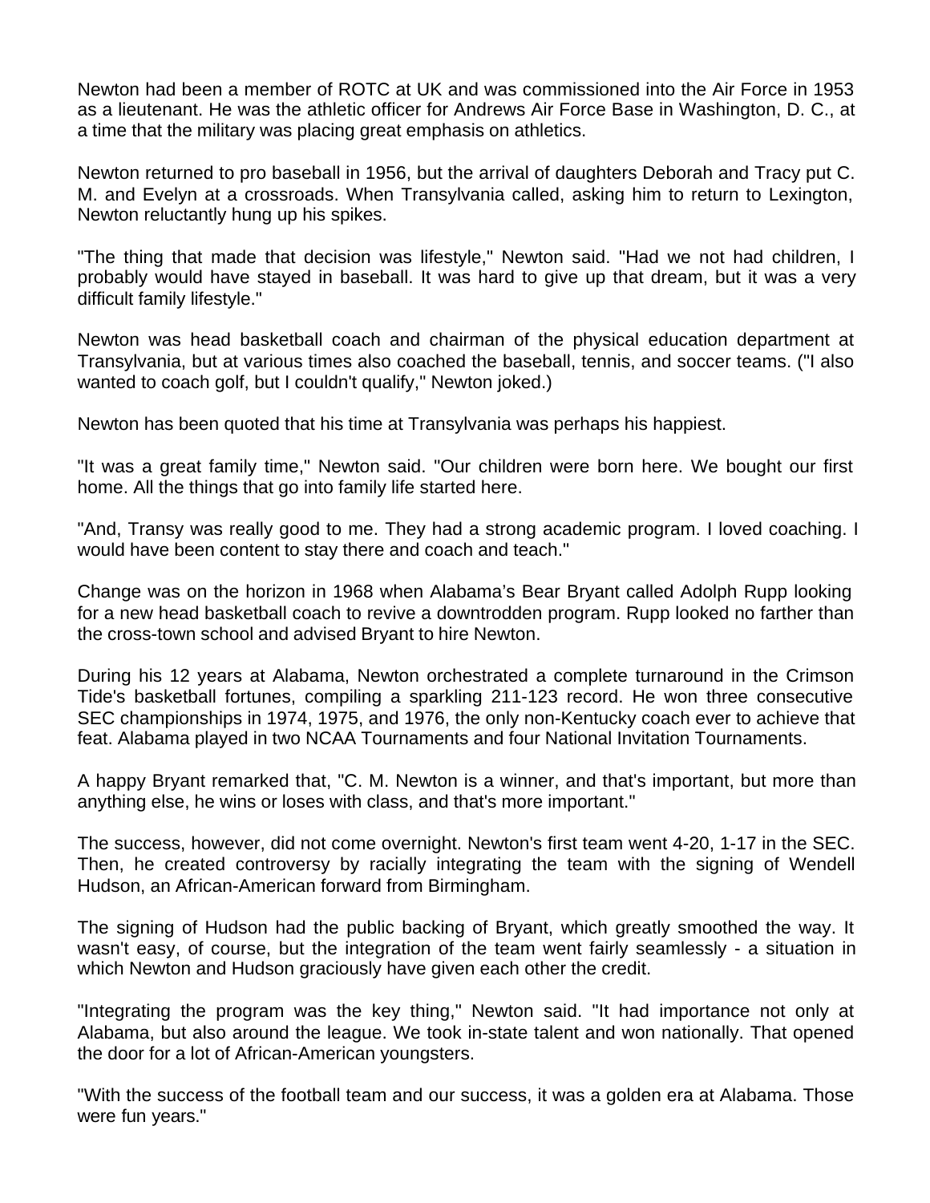Newton had been a member of ROTC at UK and was commissioned into the Air Force in 1953 as a lieutenant. He was the athletic officer for Andrews Air Force Base in Washington, D. C., at a time that the military was placing great emphasis on athletics.

Newton returned to pro baseball in 1956, but the arrival of daughters Deborah and Tracy put C. M. and Evelyn at a crossroads. When Transylvania called, asking him to return to Lexington, Newton reluctantly hung up his spikes.

"The thing that made that decision was lifestyle," Newton said. "Had we not had children, I probably would have stayed in baseball. It was hard to give up that dream, but it was a very difficult family lifestyle."

Newton was head basketball coach and chairman of the physical education department at Transylvania, but at various times also coached the baseball, tennis, and soccer teams. ("I also wanted to coach golf, but I couldn't qualify," Newton joked.)

Newton has been quoted that his time at Transylvania was perhaps his happiest.

"It was a great family time," Newton said. "Our children were born here. We bought our first home. All the things that go into family life started here.

"And, Transy was really good to me. They had a strong academic program. I loved coaching. I would have been content to stay there and coach and teach."

Change was on the horizon in 1968 when Alabama's Bear Bryant called Adolph Rupp looking for a new head basketball coach to revive a downtrodden program. Rupp looked no farther than the cross-town school and advised Bryant to hire Newton.

During his 12 years at Alabama, Newton orchestrated a complete turnaround in the Crimson Tide's basketball fortunes, compiling a sparkling 211-123 record. He won three consecutive SEC championships in 1974, 1975, and 1976, the only non-Kentucky coach ever to achieve that feat. Alabama played in two NCAA Tournaments and four National Invitation Tournaments.

A happy Bryant remarked that, "C. M. Newton is a winner, and that's important, but more than anything else, he wins or loses with class, and that's more important."

The success, however, did not come overnight. Newton's first team went 4-20, 1-17 in the SEC. Then, he created controversy by racially integrating the team with the signing of Wendell Hudson, an African-American forward from Birmingham.

The signing of Hudson had the public backing of Bryant, which greatly smoothed the way. It wasn't easy, of course, but the integration of the team went fairly seamlessly - a situation in which Newton and Hudson graciously have given each other the credit.

"Integrating the program was the key thing," Newton said. "It had importance not only at Alabama, but also around the league. We took in-state talent and won nationally. That opened the door for a lot of African-American youngsters.

"With the success of the football team and our success, it was a golden era at Alabama. Those were fun years."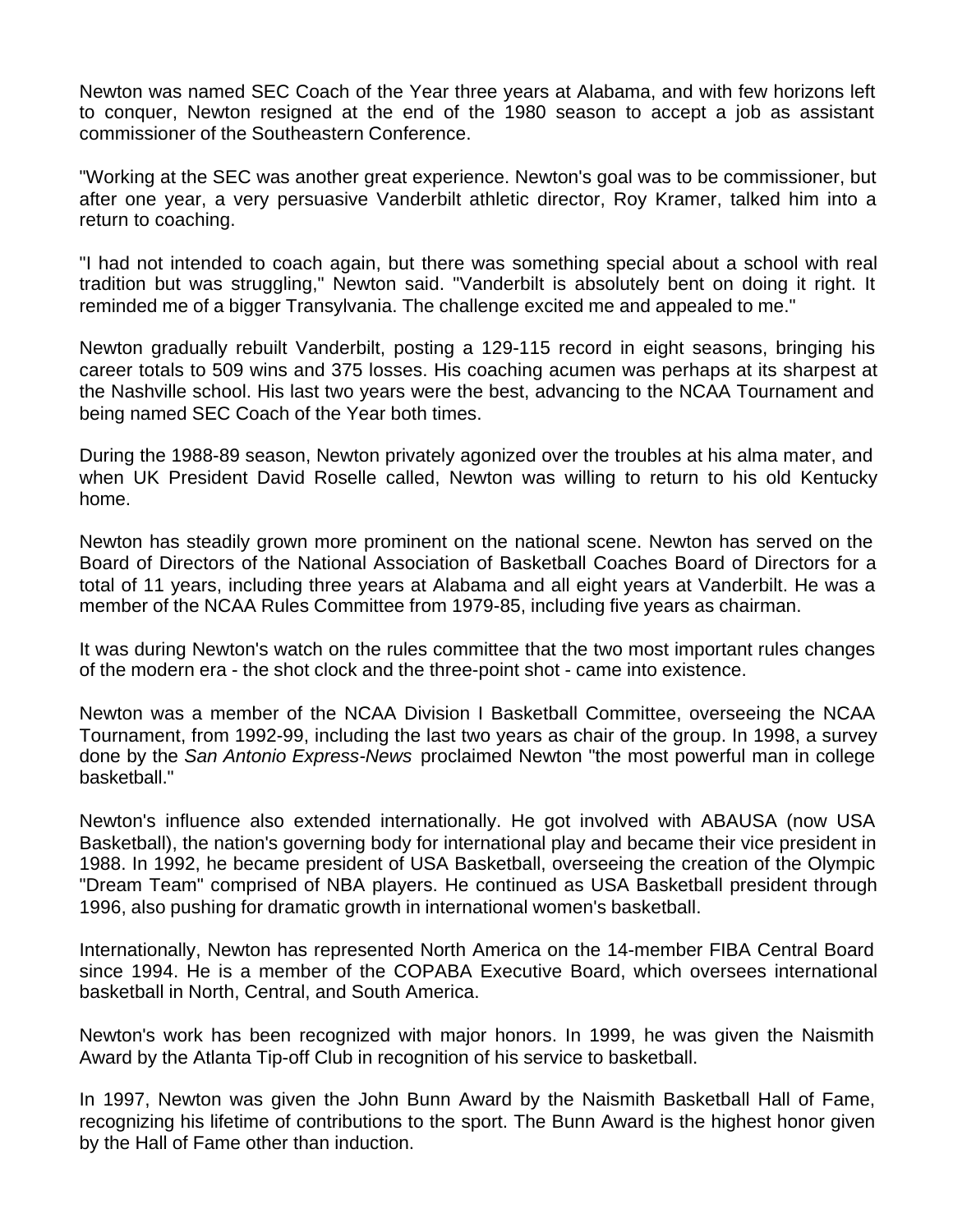Newton was named SEC Coach of the Year three years at Alabama, and with few horizons left to conquer, Newton resigned at the end of the 1980 season to accept a job as assistant commissioner of the Southeastern Conference.

"Working at the SEC was another great experience. Newton's goal was to be commissioner, but after one year, a very persuasive Vanderbilt athletic director, Roy Kramer, talked him into a return to coaching.

"I had not intended to coach again, but there was something special about a school with real tradition but was struggling," Newton said. "Vanderbilt is absolutely bent on doing it right. It reminded me of a bigger Transylvania. The challenge excited me and appealed to me."

Newton gradually rebuilt Vanderbilt, posting a 129-115 record in eight seasons, bringing his career totals to 509 wins and 375 losses. His coaching acumen was perhaps at its sharpest at the Nashville school. His last two years were the best, advancing to the NCAA Tournament and being named SEC Coach of the Year both times.

During the 1988-89 season, Newton privately agonized over the troubles at his alma mater, and when UK President David Roselle called, Newton was willing to return to his old Kentucky home.

Newton has steadily grown more prominent on the national scene. Newton has served on the Board of Directors of the National Association of Basketball Coaches Board of Directors for a total of 11 years, including three years at Alabama and all eight years at Vanderbilt. He was a member of the NCAA Rules Committee from 1979-85, including five years as chairman.

It was during Newton's watch on the rules committee that the two most important rules changes of the modern era - the shot clock and the three-point shot - came into existence.

Newton was a member of the NCAA Division I Basketball Committee, overseeing the NCAA Tournament, from 1992-99, including the last two years as chair of the group. In 1998, a survey done by the *San Antonio Express-News* proclaimed Newton "the most powerful man in college basketball."

Newton's influence also extended internationally. He got involved with ABAUSA (now USA Basketball), the nation's governing body for international play and became their vice president in 1988. In 1992, he became president of USA Basketball, overseeing the creation of the Olympic "Dream Team" comprised of NBA players. He continued as USA Basketball president through 1996, also pushing for dramatic growth in international women's basketball.

Internationally, Newton has represented North America on the 14-member FIBA Central Board since 1994. He is a member of the COPABA Executive Board, which oversees international basketball in North, Central, and South America.

Newton's work has been recognized with major honors. In 1999, he was given the Naismith Award by the Atlanta Tip-off Club in recognition of his service to basketball.

In 1997, Newton was given the John Bunn Award by the Naismith Basketball Hall of Fame, recognizing his lifetime of contributions to the sport. The Bunn Award is the highest honor given by the Hall of Fame other than induction.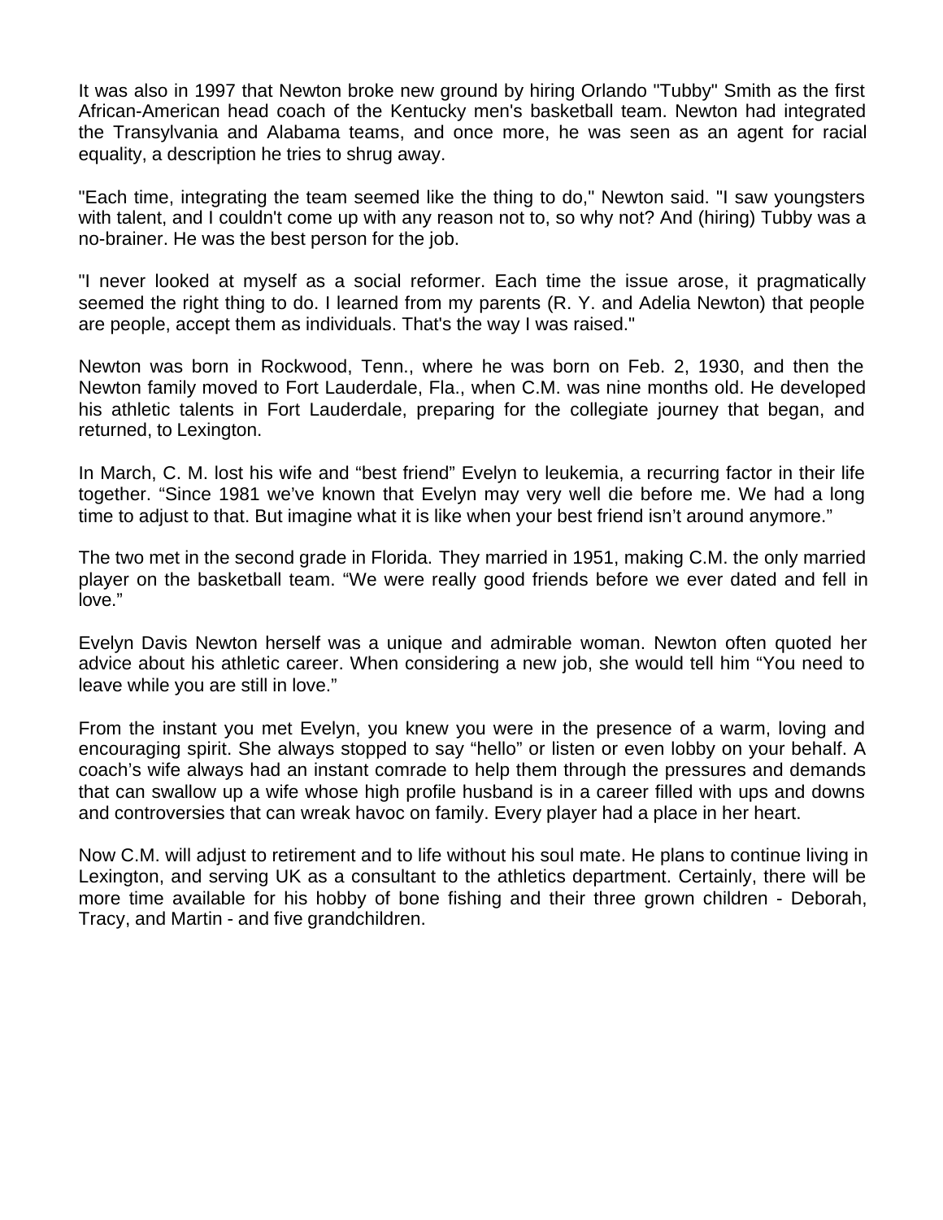It was also in 1997 that Newton broke new ground by hiring Orlando "Tubby" Smith as the first African-American head coach of the Kentucky men's basketball team. Newton had integrated the Transylvania and Alabama teams, and once more, he was seen as an agent for racial equality, a description he tries to shrug away.

"Each time, integrating the team seemed like the thing to do," Newton said. "I saw youngsters with talent, and I couldn't come up with any reason not to, so why not? And (hiring) Tubby was a no-brainer. He was the best person for the job.

"I never looked at myself as a social reformer. Each time the issue arose, it pragmatically seemed the right thing to do. I learned from my parents (R. Y. and Adelia Newton) that people are people, accept them as individuals. That's the way I was raised."

Newton was born in Rockwood, Tenn., where he was born on Feb. 2, 1930, and then the Newton family moved to Fort Lauderdale, Fla., when C.M. was nine months old. He developed his athletic talents in Fort Lauderdale, preparing for the collegiate journey that began, and returned, to Lexington.

In March, C. M. lost his wife and "best friend" Evelyn to leukemia, a recurring factor in their life together. "Since 1981 we've known that Evelyn may very well die before me. We had a long time to adjust to that. But imagine what it is like when your best friend isn't around anymore."

The two met in the second grade in Florida. They married in 1951, making C.M. the only married player on the basketball team. "We were really good friends before we ever dated and fell in love."

Evelyn Davis Newton herself was a unique and admirable woman. Newton often quoted her advice about his athletic career. When considering a new job, she would tell him "You need to leave while you are still in love."

From the instant you met Evelyn, you knew you were in the presence of a warm, loving and encouraging spirit. She always stopped to say "hello" or listen or even lobby on your behalf. A coach's wife always had an instant comrade to help them through the pressures and demands that can swallow up a wife whose high profile husband is in a career filled with ups and downs and controversies that can wreak havoc on family. Every player had a place in her heart.

Now C.M. will adjust to retirement and to life without his soul mate. He plans to continue living in Lexington, and serving UK as a consultant to the athletics department. Certainly, there will be more time available for his hobby of bone fishing and their three grown children - Deborah, Tracy, and Martin - and five grandchildren.